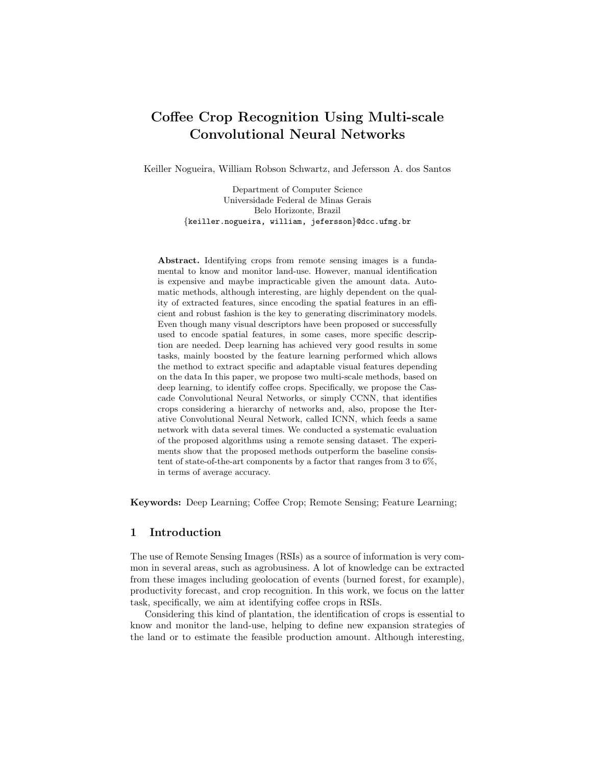# Coffee Crop Recognition Using Multi-scale Convolutional Neural Networks

Keiller Nogueira, William Robson Schwartz, and Jefersson A. dos Santos

Department of Computer Science
Universidade Federal de Minas Gerais
Belo Horizonte, Brazil
{keiller.nogueira, william, jefersson}@dcc.ufmg.br

**Abstract.** Identifying crops from remote sensing images is a fundamental to know and monitor land-use. However, manual identification is expensive and maybe impracticable given the amount data. Automatic methods, although interesting, are highly dependent on the quality of extracted features, since encoding the spatial features in an efficient and robust fashion is the key to generating discriminatory models. Even though many visual descriptors have been proposed or successfully used to encode spatial features, in some cases, more specific description are needed. Deep learning has achieved very good results in some tasks, mainly boosted by the feature learning performed which allows the method to extract specific and adaptable visual features depending on the data In this paper, we propose two multi-scale methods, based on deep learning, to identify coffee crops. Specifically, we propose the Cascade Convolutional Neural Networks, or simply CCNN, that identifies crops considering a hierarchy of networks and, also, propose the Iterative Convolutional Neural Network, called ICNN, which feeds a same network with data several times. We conducted a systematic evaluation of the proposed algorithms using a remote sensing dataset. The experiments show that the proposed methods outperform the baseline consistent of state-of-the-art components by a factor that ranges from 3 to 6%, in terms of average accuracy.

**Keywords:** Deep Learning; Coffee Crop; Remote Sensing; Feature Learning;

## 1 Introduction

The use of Remote Sensing Images (RSIs) as a source of information is very common in several areas, such as agrobusiness. A lot of knowledge can be extracted from these images including geolocation of events (burned forest, for example), productivity forecast, and crop recognition. In this work, we focus on the latter task, specifically, we aim at identifying coffee crops in RSIs.

Considering this kind of plantation, the identification of crops is essential to know and monitor the land-use, helping to define new expansion strategies of the land or to estimate the feasible production amount. Although interesting,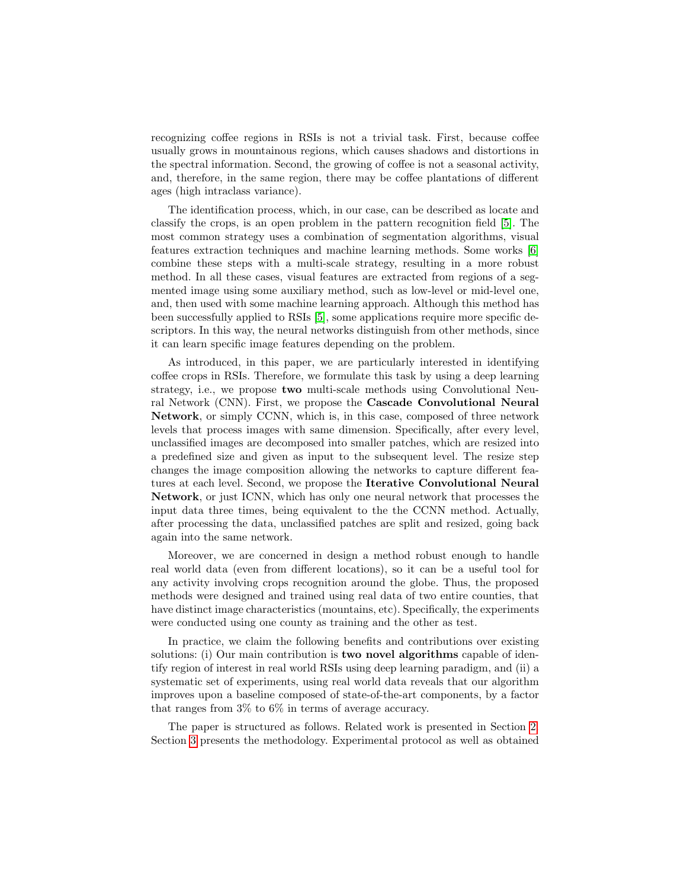recognizing coffee regions in RSIs is not a trivial task. First, because coffee usually grows in mountainous regions, which causes shadows and distortions in the spectral information. Second, the growing of coffee is not a seasonal activity, and, therefore, in the same region, there may be coffee plantations of different ages (high intraclass variance).

The identification process, which, in our case, can be described as locate and classify the crops, is an open problem in the pattern recognition field [5]. The most common strategy uses a combination of segmentation algorithms, visual features extraction techniques and machine learning methods. Some works [6] combine these steps with a multi-scale strategy, resulting in a more robust method. In all these cases, visual features are extracted from regions of a segmented image using some auxiliary method, such as low-level or mid-level one, and, then used with some machine learning approach. Although this method has been successfully applied to RSIs [5], some applications require more specific descriptors. In this way, the neural networks distinguish from other methods, since it can learn specific image features depending on the problem.

As introduced, in this paper, we are particularly interested in identifying coffee crops in RSIs. Therefore, we formulate this task by using a deep learning strategy, i.e., we propose **two** multi-scale methods using Convolutional Neural Network (CNN). First, we propose the **Cascade Convolutional Neural Network**, or simply CCNN, which is, in this case, composed of three network levels that process images with same dimension. Specifically, after every level, unclassified images are decomposed into smaller patches, which are resized into a predefined size and given as input to the subsequent level. The resize step changes the image composition allowing the networks to capture different features at each level. Second, we propose the **Iterative Convolutional Neural Network**, or just ICNN, which has only one neural network that processes the input data three times, being equivalent to the the CCNN method. Actually, after processing the data, unclassified patches are split and resized, going back again into the same network.

Moreover, we are concerned in design a method robust enough to handle real world data (even from different locations), so it can be a useful tool for any activity involving crops recognition around the globe. Thus, the proposed methods were designed and trained using real data of two entire counties, that have distinct image characteristics (mountains, etc). Specifically, the experiments were conducted using one county as training and the other as test.

In practice, we claim the following benefits and contributions over existing solutions: (i) Our main contribution is **two novel algorithms** capable of identify region of interest in real world RSIs using deep learning paradigm, and (ii) a systematic set of experiments, using real world data reveals that our algorithm improves upon a baseline composed of state-of-the-art components, by a factor that ranges from 3% to 6% in terms of average accuracy.

The paper is structured as follows. Related work is presented in Section 2. Section 3 presents the methodology. Experimental protocol as well as obtained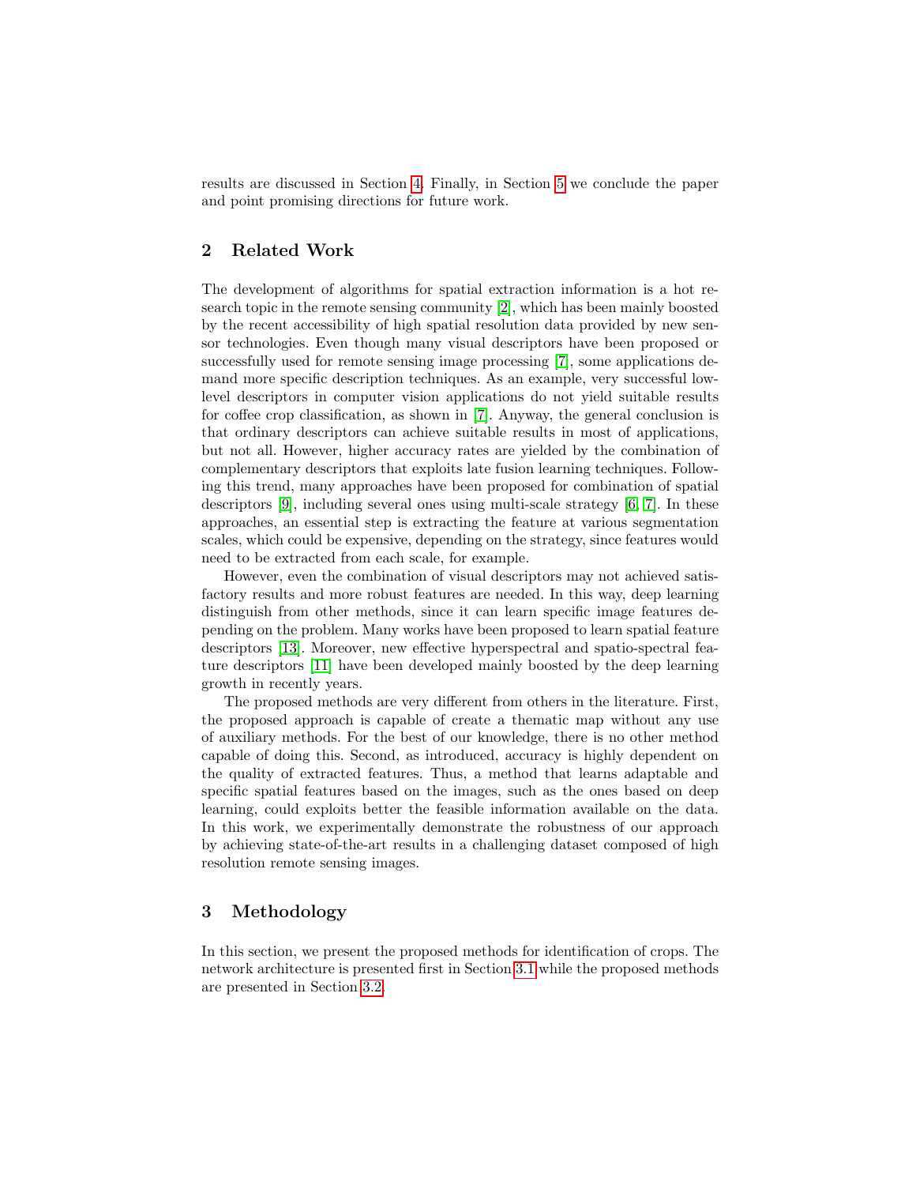results are discussed in Section 4. Finally, in Section 5 we conclude the paper and point promising directions for future work.

## 2 Related Work

The development of algorithms for spatial extraction information is a hot research topic in the remote sensing community [2], which has been mainly boosted by the recent accessibility of high spatial resolution data provided by new sensor technologies. Even though many visual descriptors have been proposed or successfully used for remote sensing image processing [7], some applications demand more specific description techniques. As an example, very successful low-level descriptors in computer vision applications do not yield suitable results for coffee crop classification, as shown in [7]. Anyway, the general conclusion is that ordinary descriptors can achieve suitable results in most of applications, but not all. However, higher accuracy rates are yielded by the combination of complementary descriptors that exploits late fusion learning techniques. Following this trend, many approaches have been proposed for combination of spatial descriptors [9], including several ones using multi-scale strategy [6, 7]. In these approaches, an essential step is extracting the feature at various segmentation scales, which could be expensive, depending on the strategy, since features would need to be extracted from each scale, for example.

However, even the combination of visual descriptors may not achieved satisfactory results and more robust features are needed. In this way, deep learning distinguish from other methods, since it can learn specific image features depending on the problem. Many works have been proposed to learn spatial feature descriptors [13]. Moreover, new effective hyperspectral and spatio-spectral feature descriptors [11] have been developed mainly boosted by the deep learning growth in recently years.

The proposed methods are very different from others in the literature. First, the proposed approach is capable of create a thematic map without any use of auxiliary methods. For the best of our knowledge, there is no other method capable of doing this. Second, as introduced, accuracy is highly dependent on the quality of extracted features. Thus, a method that learns adaptable and specific spatial features based on the images, such as the ones based on deep learning, could exploits better the feasible information available on the data. In this work, we experimentally demonstrate the robustness of our approach by achieving state-of-the-art results in a challenging dataset composed of high resolution remote sensing images.

## 3 Methodology

In this section, we present the proposed methods for identification of crops. The network architecture is presented first in Section 3.1 while the proposed methods are presented in Section 3.2.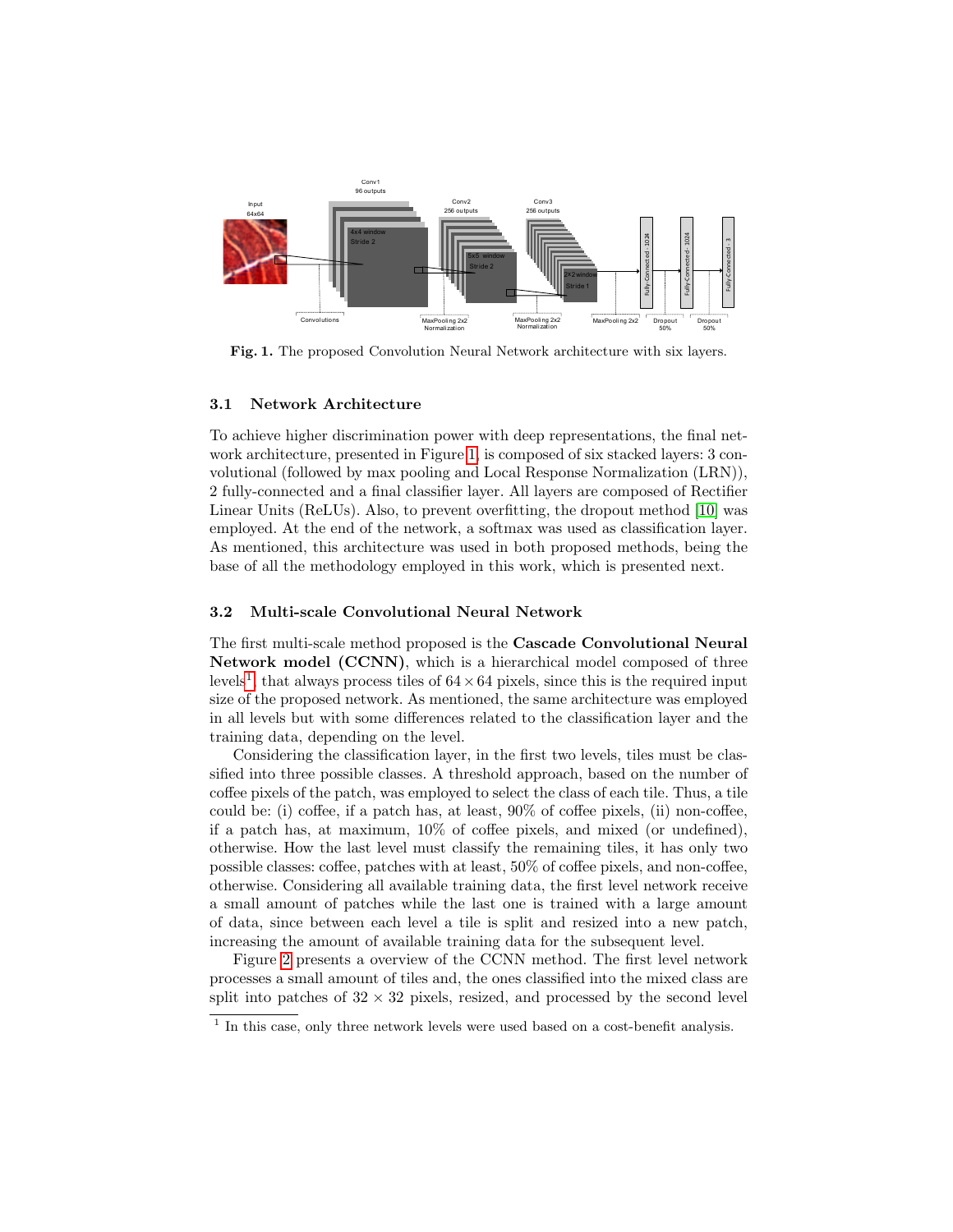Fig. 1. The proposed Convolution Neural Network architecture with six layers.

### 3.1 Network Architecture

To achieve higher discrimination power with deep representations, the final network architecture, presented in Figure 1, is composed of six stacked layers: 3 convolutional (followed by max pooling and Local Response Normalization (LRN)), 2 fully-connected and a final classifier layer. All layers are composed of Rectifier Linear Units (ReLUs). Also, to prevent overfitting, the dropout method [10] was employed. At the end of the network, a softmax was used as classification layer. As mentioned, this architecture was used in both proposed methods, being the base of all the methodology employed in this work, which is presented next.

### 3.2 Multi-scale Convolutional Neural Network

The first multi-scale method proposed is the **Cascade Convolutional Neural Network model (CCNN)**, which is a hierarchical model composed of three levels[1], that always process tiles of $64 \times 64$ pixels, since this is the required input size of the proposed network. As mentioned, the same architecture was employed in all levels but with some differences related to the classification layer and the training data, depending on the level.

Considering the classification layer, in the first two levels, tiles must be classified into three possible classes. A threshold approach, based on the number of coffee pixels of the patch, was employed to select the class of each tile. Thus, a tile could be: (i) coffee, if a patch has, at least, 90% of coffee pixels, (ii) non-coffee, if a patch has, at maximum, 10% of coffee pixels, and mixed (or undefined), otherwise. How the last level must classify the remaining tiles, it has only two possible classes: coffee, patches with at least, 50% of coffee pixels, and non-coffee, otherwise. Considering all available training data, the first level network receive a small amount of patches while the last one is trained with a large amount of data, since between each level a tile is split and resized into a new patch, increasing the amount of available training data for the subsequent level.

Figure 2 presents a overview of the CCNN method. The first level network processes a small amount of tiles and, the ones classified into the mixed class are split into patches of $32 \times 32$ pixels, resized, and processed by the second level

[1] In this case, only three network levels were used based on a cost-benefit analysis.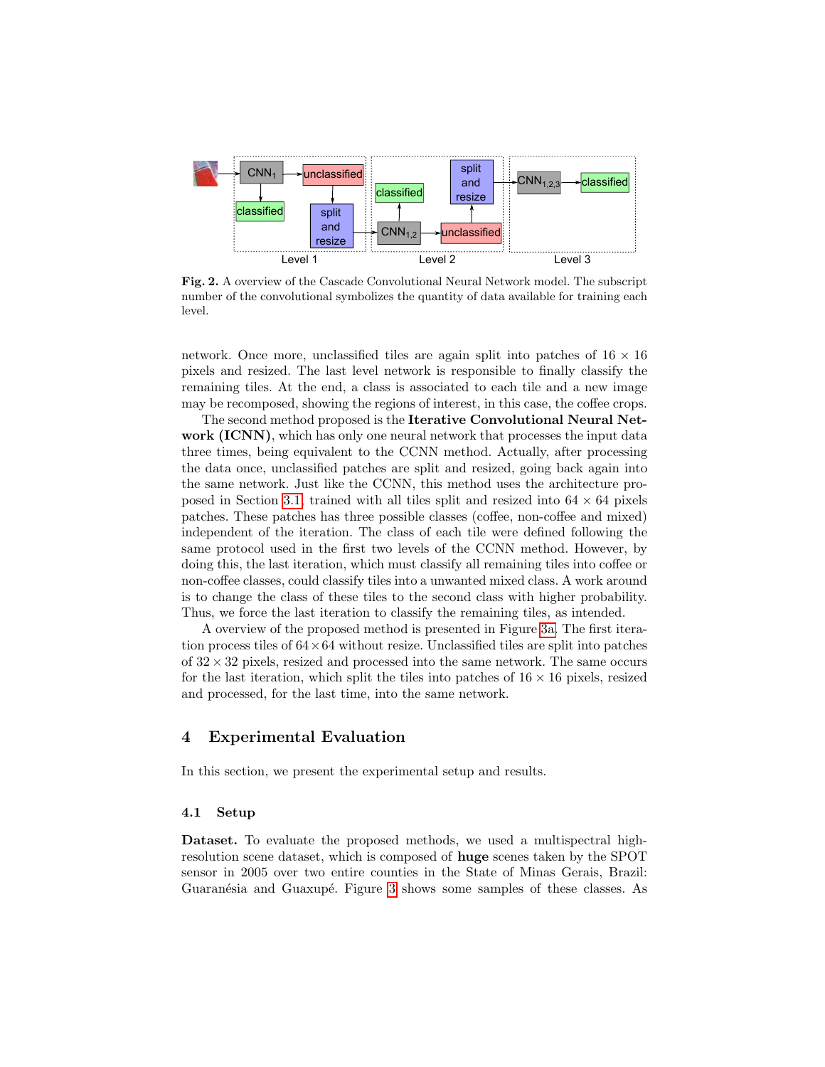**Fig. 2.** A overview of the Cascade Convolutional Neural Network model. The subscript number of the convolutional symbolizes the quantity of data available for training each level.

network. Once more, unclassified tiles are again split into patches of $16 \times 16$ pixels and resized. The last level network is responsible to finally classify the remaining tiles. At the end, a class is associated to each tile and a new image may be recomposed, showing the regions of interest, in this case, the coffee crops.

The second method proposed is the **Iterative Convolutional Neural Network (ICNN)**, which has only one neural network that processes the input data three times, being equivalent to the CCNN method. Actually, after processing the data once, unclassified patches are split and resized, going back again into the same network. Just like the CCNN, this method uses the architecture proposed in Section 3.1, trained with all tiles split and resized into $64 \times 64$ pixels patches. These patches has three possible classes (coffee, non-coffee and mixed) independent of the iteration. The class of each tile were defined following the same protocol used in the first two levels of the CCNN method. However, by doing this, the last iteration, which must classify all remaining tiles into coffee or non-coffee classes, could classify tiles into a unwanted mixed class. A work around is to change the class of these tiles to the second class with higher probability. Thus, we force the last iteration to classify the remaining tiles, as intended.

A overview of the proposed method is presented in Figure 3a. The first iteration process tiles of $64 \times 64$ without resize. Unclassified tiles are split into patches of $32 \times 32$ pixels, resized and processed into the same network. The same occurs for the last iteration, which split the tiles into patches of $16 \times 16$ pixels, resized and processed, for the last time, into the same network.

## 4 Experimental Evaluation

In this section, we present the experimental setup and results.

### 4.1 Setup

**Dataset.** To evaluate the proposed methods, we used a multispectral high-resolution scene dataset, which is composed of **huge** scenes taken by the SPOT sensor in 2005 over two entire counties in the State of Minas Gerais, Brazil: Guaranésia and Guaxupé. Figure 3 shows some samples of these classes. As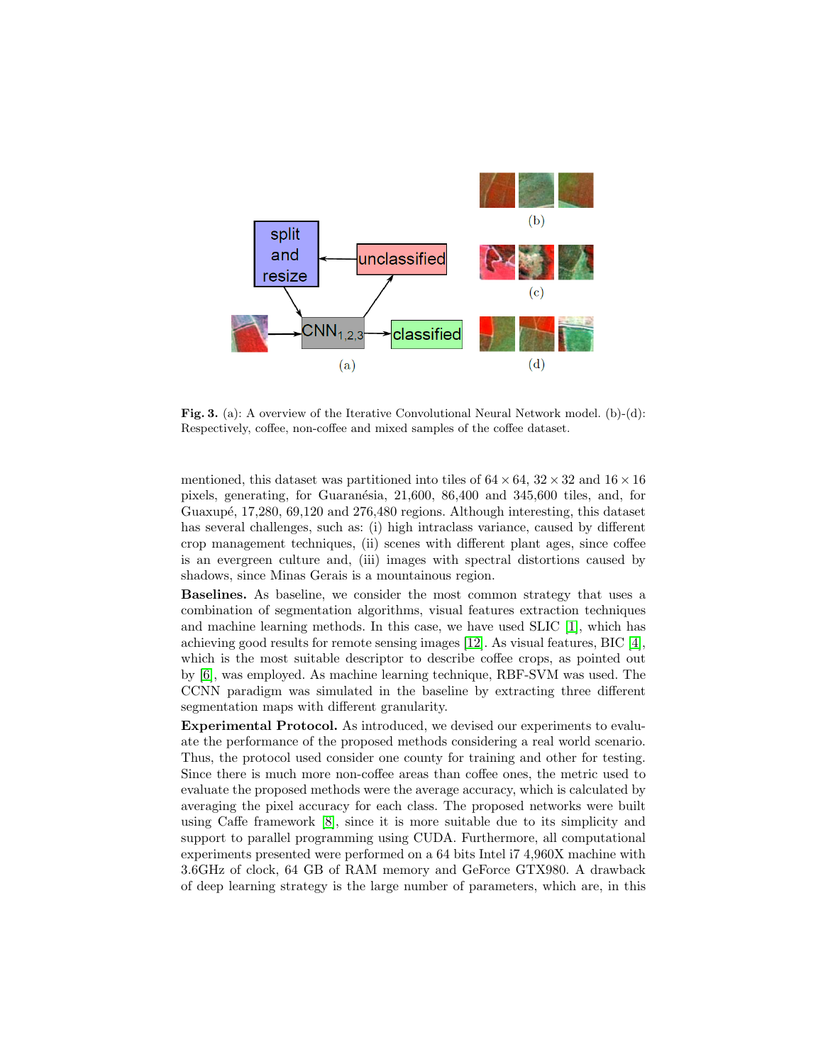**Fig. 3.** (a): A overview of the Iterative Convolutional Neural Network model. (b)-(d): Respectively, coffee, non-coffee and mixed samples of the coffee dataset.

mentioned, this dataset was partitioned into tiles of $64 \times 64$, $32 \times 32$ and $16 \times 16$ pixels, generating, for Guaranésia, 21,600, 86,400 and 345,600 tiles, and, for Guaxupé, 17,280, 69,120 and 276,480 regions. Although interesting, this dataset has several challenges, such as: (i) high intraclass variance, caused by different crop management techniques, (ii) scenes with different plant ages, since coffee is an evergreen culture and, (iii) images with spectral distortions caused by shadows, since Minas Gerais is a mountainous region.

**Baselines.** As baseline, we consider the most common strategy that uses a combination of segmentation algorithms, visual features extraction techniques and machine learning methods. In this case, we have used SLIC [1], which has achieving good results for remote sensing images [12]. As visual features, BIC [4], which is the most suitable descriptor to describe coffee crops, as pointed out by [6], was employed. As machine learning technique, RBF-SVM was used. The CCNN paradigm was simulated in the baseline by extracting three different segmentation maps with different granularity.

**Experimental Protocol.** As introduced, we devised our experiments to evaluate the performance of the proposed methods considering a real world scenario. Thus, the protocol used consider one county for training and other for testing. Since there is much more non-coffee areas than coffee ones, the metric used to evaluate the proposed methods were the average accuracy, which is calculated by averaging the pixel accuracy for each class. The proposed networks were built using Caffe framework [8], since it is more suitable due to its simplicity and support to parallel programming using CUDA. Furthermore, all computational experiments presented were performed on a 64 bits Intel i7 4,960X machine with 3.6GHz of clock, 64 GB of RAM memory and GeForce GTX980. A drawback of deep learning strategy is the large number of parameters, which are, in this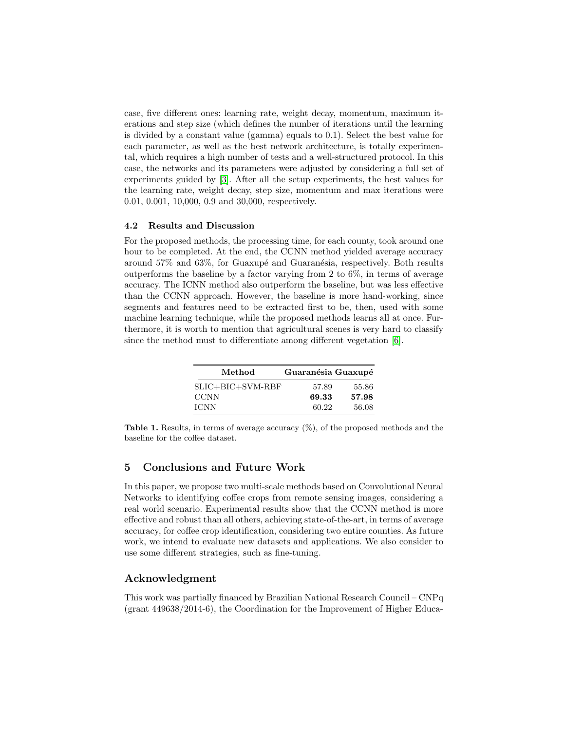case, five different ones: learning rate, weight decay, momentum, maximum iterations and step size (which defines the number of iterations until the learning is divided by a constant value (gamma) equals to 0.1). Select the best value for each parameter, as well as the best network architecture, is totally experimental, which requires a high number of tests and a well-structured protocol. In this case, the networks and its parameters were adjusted by considering a full set of experiments guided by [3]. After all the setup experiments, the best values for the learning rate, weight decay, step size, momentum and max iterations were 0.01, 0.001, 10,000, 0.9 and 30,000, respectively.

### 4.2 Results and Discussion

For the proposed methods, the processing time, for each county, took around one hour to be completed. At the end, the CCNN method yielded average accuracy around 57% and 63%, for Guaxupé and Guaranésia, respectively. Both results outperforms the baseline by a factor varying from 2 to 6%, in terms of average accuracy. The ICNN method also outperform the baseline, but was less effective than the CCNN approach. However, the baseline is more hand-working, since segments and features need to be extracted first to be, then, used with some machine learning technique, while the proposed methods learns all at once. Furthermore, it is worth to mention that agricultural scenes is very hard to classify since the method must to differentiate among different vegetation [6].

| Method | Guaranésia | Guaxupé |
|---|---|---|
| SLIC+BIC+SVM-RBF | 57.89 | 55.86 |
| CCNN | **69.33** | **57.98** |
| ICNN | 60.22 | 56.08 |

**Table 1.** Results, in terms of average accuracy (%), of the proposed methods and the baseline for the coffee dataset.

## 5 Conclusions and Future Work

In this paper, we propose two multi-scale methods based on Convolutional Neural Networks to identifying coffee crops from remote sensing images, considering a real world scenario. Experimental results show that the CCNN method is more effective and robust than all others, achieving state-of-the-art, in terms of average accuracy, for coffee crop identification, considering two entire counties. As future work, we intend to evaluate new datasets and applications. We also consider to use some different strategies, such as fine-tuning.

## Acknowledgment

This work was partially financed by Brazilian National Research Council – CNPq (grant 449638/2014-6), the Coordination for the Improvement of Higher Educa-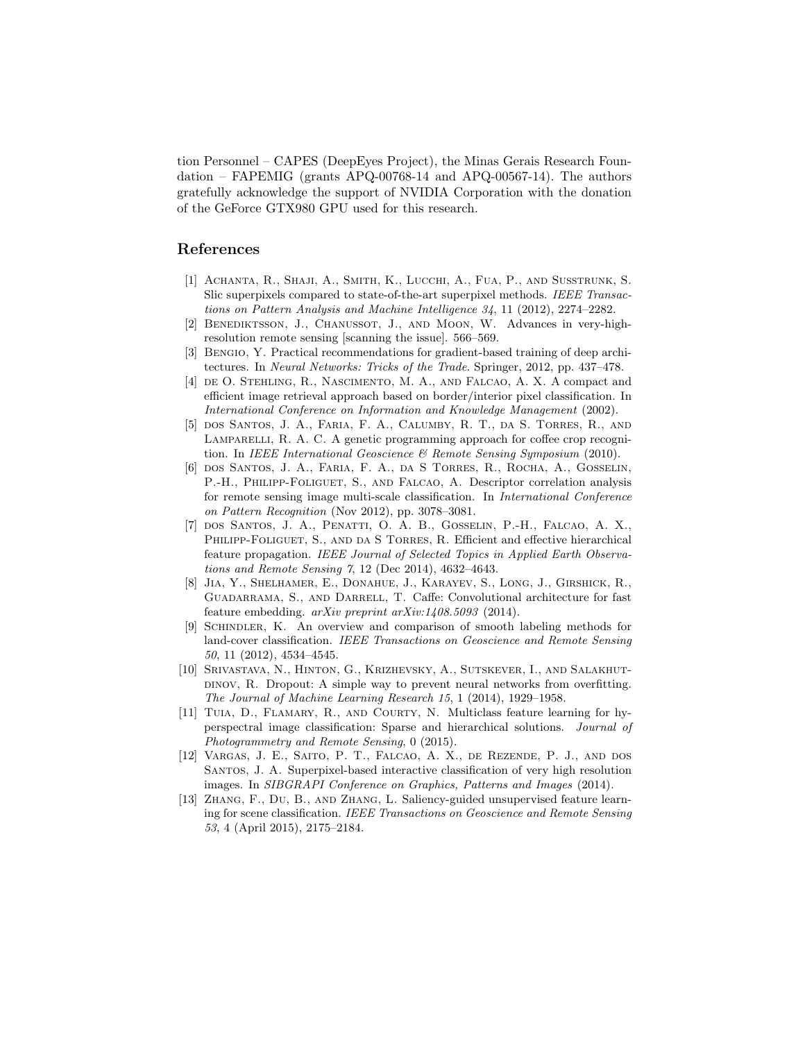tion Personnel – CAPES (DeepEyes Project), the Minas Gerais Research Foundation – FAPEMIG (grants APQ-00768-14 and APQ-00567-14). The authors gratefully acknowledge the support of NVIDIA Corporation with the donation of the GeForce GTX980 GPU used for this research.

## References

[1] Achanta, R., Shaji, A., Smith, K., Lucchi, A., Fua, P., and Susstrunk, S. Slic superpixels compared to state-of-the-art superpixel methods. *IEEE Transactions on Pattern Analysis and Machine Intelligence 34*, 11 (2012), 2274–2282.

[2] Benediktsson, J., Chanussot, J., and Moon, W. Advances in very-high-resolution remote sensing [scanning the issue]. 566–569.

[3] Bengio, Y. Practical recommendations for gradient-based training of deep architectures. In *Neural Networks: Tricks of the Trade*. Springer, 2012, pp. 437–478.

[4] de O. Stehling, R., Nascimento, M. A., and Falcao, A. X. A compact and efficient image retrieval approach based on border/interior pixel classification. In *International Conference on Information and Knowledge Management* (2002).

[5] dos Santos, J. A., Faria, F. A., Calumby, R. T., da S. Torres, R., and Lamparelli, R. A. C. A genetic programming approach for coffee crop recognition. In *IEEE International Geoscience & Remote Sensing Symposium* (2010).

[6] dos Santos, J. A., Faria, F. A., da S Torres, R., Rocha, A., Gosselin, P.-H., Philipp-Foliguet, S., and Falcao, A. Descriptor correlation analysis for remote sensing image multi-scale classification. In *International Conference on Pattern Recognition* (Nov 2012), pp. 3078–3081.

[7] dos Santos, J. A., Penatti, O. A. B., Gosselin, P.-H., Falcao, A. X., Philipp-Foliguet, S., and da S Torres, R. Efficient and effective hierarchical feature propagation. *IEEE Journal of Selected Topics in Applied Earth Observations and Remote Sensing 7*, 12 (Dec 2014), 4632–4643.

[8] Jia, Y., Shelhamer, E., Donahue, J., Karayev, S., Long, J., Girshick, R., Guadarrama, S., and Darrell, T. Caffe: Convolutional architecture for fast feature embedding. *arXiv preprint arXiv:1408.5093* (2014).

[9] Schindler, K. An overview and comparison of smooth labeling methods for land-cover classification. *IEEE Transactions on Geoscience and Remote Sensing 50*, 11 (2012), 4534–4545.

[10] Srivastava, N., Hinton, G., Krizhevsky, A., Sutskever, I., and Salakhutdinov, R. Dropout: A simple way to prevent neural networks from overfitting. *The Journal of Machine Learning Research 15*, 1 (2014), 1929–1958.

[11] Tuia, D., Flamary, R., and Courty, N. Multiclass feature learning for hyperspectral image classification: Sparse and hierarchical solutions. *Journal of Photogrammetry and Remote Sensing*, 0 (2015).

[12] Vargas, J. E., Saito, P. T., Falcao, A. X., de Rezende, P. J., and dos Santos, J. A. Superpixel-based interactive classification of very high resolution images. In *SIBGRAPI Conference on Graphics, Patterns and Images* (2014).

[13] Zhang, F., Du, B., and Zhang, L. Saliency-guided unsupervised feature learning for scene classification. *IEEE Transactions on Geoscience and Remote Sensing 53*, 4 (April 2015), 2175–2184.